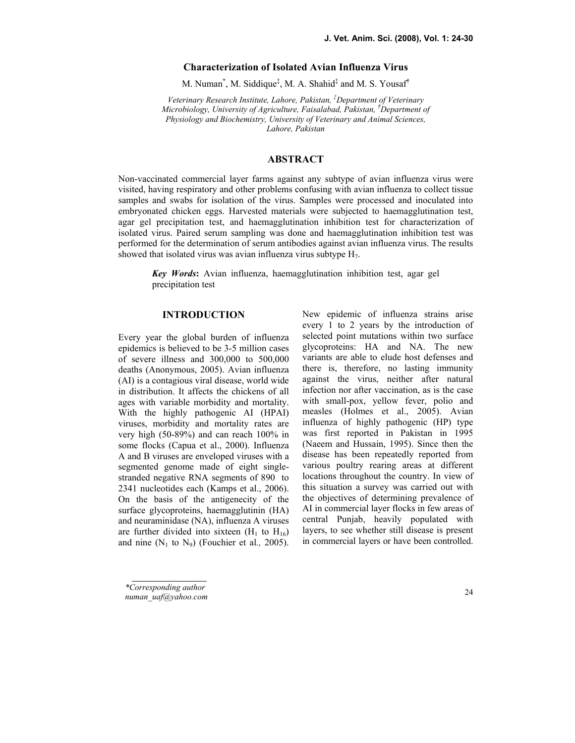# Characterization of Isolated Avian Influenza Virus

M. Numan*, M. Siddique‡, M. A. Shahid‡ and M. S. Yousaf†

*Veterinary Research Institute, Lahore, Pakistan, ‡Department of Veterinary Microbiology, University of Agriculture, Faisalabad, Pakistan, †Department of Physiology and Biochemistry, University of Veterinary and Animal Sciences, Lahore, Pakistan*

## ABSTRACT

Non-vaccinated commercial layer farms against any subtype of avian influenza virus were visited, having respiratory and other problems confusing with avian influenza to collect tissue samples and swabs for isolation of the virus. Samples were processed and inoculated into embryonated chicken eggs. Harvested materials were subjected to haemagglutination test, agar gel precipitation test, and haemagglutination inhibition test for characterization of isolated virus. Paired serum sampling was done and haemagglutination inhibition test was performed for the determination of serum antibodies against avian influenza virus. The results showed that isolated virus was avian influenza virus subtype $H_7$.

***Key Words*:** Avian influenza, haemagglutination inhibition test, agar gel precipitation test

## INTRODUCTION

Every year the global burden of influenza epidemics is believed to be 3-5 million cases of severe illness and 300,000 to 500,000 deaths (Anonymous, 2005). Avian influenza (AI) is a contagious viral disease, world wide in distribution. It affects the chickens of all ages with variable morbidity and mortality. With the highly pathogenic AI (HPAI) viruses, morbidity and mortality rates are very high (50-89%) and can reach 100% in some flocks (Capua et al., 2000). Influenza A and B viruses are enveloped viruses with a segmented genome made of eight single-stranded negative RNA segments of 890 to 2341 nucleotides each (Kamps et al., 2006). On the basis of the antigenecity of the surface glycoproteins, haemagglutinin (HA) and neuraminidase (NA), influenza A viruses are further divided into sixteen ($H_1$ to $H_{16}$) and nine ($N_1$ to $N_9$) (Fouchier et al*.,* 2005). New epidemic of influenza strains arise every 1 to 2 years by the introduction of selected point mutations within two surface glycoproteins: HA and NA. The new variants are able to elude host defenses and there is, therefore, no lasting immunity against the virus, neither after natural infection nor after vaccination, as is the case with small-pox, yellow fever, polio and measles (Holmes et al., 2005). Avian influenza of highly pathogenic (HP) type was first reported in Pakistan in 1995 (Naeem and Hussain, 1995). Since then the disease has been repeatedly reported from various poultry rearing areas at different locations throughout the country. In view of this situation a survey was carried out with the objectives of determining prevalence of AI in commercial layer flocks in few areas of central Punjab, heavily populated with layers, to see whether still disease is present in commercial layers or have been controlled.

*\*Corresponding author*
*numan_uaf@yahoo.com*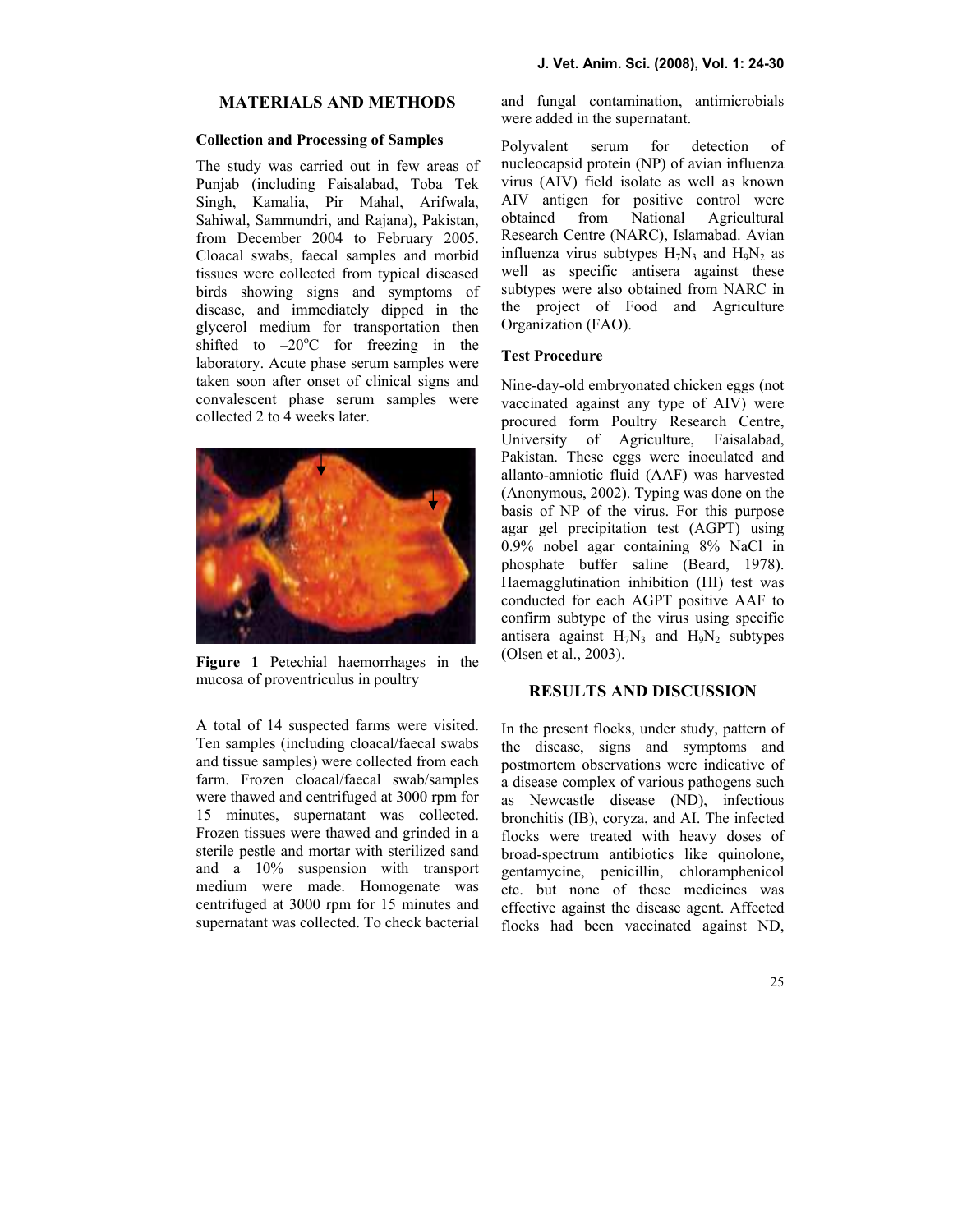## MATERIALS AND METHODS

### Collection and Processing of Samples

The study was carried out in few areas of Punjab (including Faisalabad, Toba Tek Singh, Kamalia, Pir Mahal, Arifwala, Sahiwal, Sammundri, and Rajana), Pakistan, from December 2004 to February 2005. Cloacal swabs, faecal samples and morbid tissues were collected from typical diseased birds showing signs and symptoms of disease, and immediately dipped in the glycerol medium for transportation then shifted to $-20^{o}C$ for freezing in the laboratory. Acute phase serum samples were taken soon after onset of clinical signs and convalescent phase serum samples were collected 2 to 4 weeks later.

**Figure 1** Petechial haemorrhages in the mucosa of proventriculus in poultry

A total of 14 suspected farms were visited. Ten samples (including cloacal/faecal swabs and tissue samples) were collected from each farm. Frozen cloacal/faecal swab/samples were thawed and centrifuged at 3000 rpm for 15 minutes, supernatant was collected. Frozen tissues were thawed and grinded in a sterile pestle and mortar with sterilized sand and a 10% suspension with transport medium were made. Homogenate was centrifuged at 3000 rpm for 15 minutes and supernatant was collected. To check bacterial and fungal contamination, antimicrobials were added in the supernatant.

Polyvalent serum for detection of nucleocapsid protein (NP) of avian influenza virus (AIV) field isolate as well as known AIV antigen for positive control were obtained from National Agricultural Research Centre (NARC), Islamabad. Avian influenza virus subtypes $H_7N_3$ and $H_9N_2$ as well as specific antisera against these subtypes were also obtained from NARC in the project of Food and Agriculture Organization (FAO).

### Test Procedure

Nine-day-old embryonated chicken eggs (not vaccinated against any type of AIV) were procured form Poultry Research Centre, University of Agriculture, Faisalabad, Pakistan. These eggs were inoculated and allanto-amniotic fluid (AAF) was harvested (Anonymous, 2002). Typing was done on the basis of NP of the virus. For this purpose agar gel precipitation test (AGPT) using 0.9% nobel agar containing 8% NaCl in phosphate buffer saline (Beard, 1978). Haemagglutination inhibition (HI) test was conducted for each AGPT positive AAF to confirm subtype of the virus using specific antisera against $H_7N_3$ and $H_9N_2$ subtypes (Olsen et al., 2003).

## RESULTS AND DISCUSSION

In the present flocks, under study, pattern of the disease, signs and symptoms and postmortem observations were indicative of a disease complex of various pathogens such as Newcastle disease (ND), infectious bronchitis (IB), coryza, and AI. The infected flocks were treated with heavy doses of broad-spectrum antibiotics like quinolone, gentamycine, penicillin, chloramphenicol etc. but none of these medicines was effective against the disease agent. Affected flocks had been vaccinated against ND,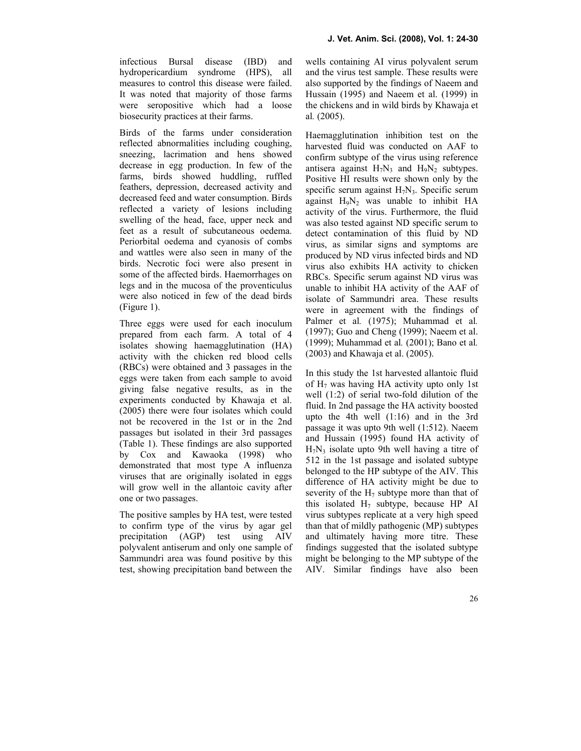infectious Bursal disease (IBD) and hydropericardium syndrome (HPS), all measures to control this disease were failed. It was noted that majority of those farms were seropositive which had a loose biosecurity practices at their farms.

Birds of the farms under consideration reflected abnormalities including coughing, sneezing, lacrimation and hens showed decrease in egg production. In few of the farms, birds showed huddling, ruffled feathers, depression, decreased activity and decreased feed and water consumption. Birds reflected a variety of lesions including swelling of the head, face, upper neck and feet as a result of subcutaneous oedema. Periorbital oedema and cyanosis of combs and wattles were also seen in many of the birds. Necrotic foci were also present in some of the affected birds. Haemorrhages on legs and in the mucosa of the proventiculus were also noticed in few of the dead birds (Figure 1).

Three eggs were used for each inoculum prepared from each farm. A total of 4 isolates showing haemagglutination (HA) activity with the chicken red blood cells (RBCs) were obtained and 3 passages in the eggs were taken from each sample to avoid giving false negative results, as in the experiments conducted by Khawaja et al. (2005) there were four isolates which could not be recovered in the 1st or in the 2nd passages but isolated in their 3rd passages (Table 1). These findings are also supported by Cox and Kawaoka (1998) who demonstrated that most type A influenza viruses that are originally isolated in eggs will grow well in the allantoic cavity after one or two passages.

The positive samples by HA test, were tested to confirm type of the virus by agar gel precipitation (AGP) test using AIV polyvalent antiserum and only one sample of Sammundri area was found positive by this test, showing precipitation band between the wells containing AI virus polyvalent serum and the virus test sample. These results were also supported by the findings of Naeem and Hussain (1995) and Naeem et al. (1999) in the chickens and in wild birds by Khawaja et al. (2005).

Haemagglutination inhibition test on the harvested fluid was conducted on AAF to confirm subtype of the virus using reference antisera against $H_7N_3$ and $H_9N_2$ subtypes. Positive HI results were shown only by the specific serum against $H_7N_3$. Specific serum against $H_9N_2$ was unable to inhibit HA activity of the virus. Furthermore, the fluid was also tested against ND specific serum to detect contamination of this fluid by ND virus, as similar signs and symptoms are produced by ND virus infected birds and ND virus also exhibits HA activity to chicken RBCs. Specific serum against ND virus was unable to inhibit HA activity of the AAF of isolate of Sammundri area. These results were in agreement with the findings of Palmer et al. (1975); Muhammad et al. (1997); Guo and Cheng (1999); Naeem et al. (1999); Muhammad et al. (2001); Bano et al. (2003) and Khawaja et al. (2005).

In this study the 1st harvested allantoic fluid of $H_7$ was having HA activity upto only 1st well (1:2) of serial two-fold dilution of the fluid. In 2nd passage the HA activity boosted upto the 4th well (1:16) and in the 3rd passage it was upto 9th well (1:512). Naeem and Hussain (1995) found HA activity of $H_7N_3$ isolate upto 9th well having a titre of 512 in the 1st passage and isolated subtype belonged to the HP subtype of the AIV. This difference of HA activity might be due to severity of the $H_7$ subtype more than that of this isolated $H_7$ subtype, because HP AI virus subtypes replicate at a very high speed than that of mildly pathogenic (MP) subtypes and ultimately having more titre. These findings suggested that the isolated subtype might be belonging to the MP subtype of the AIV. Similar findings have also been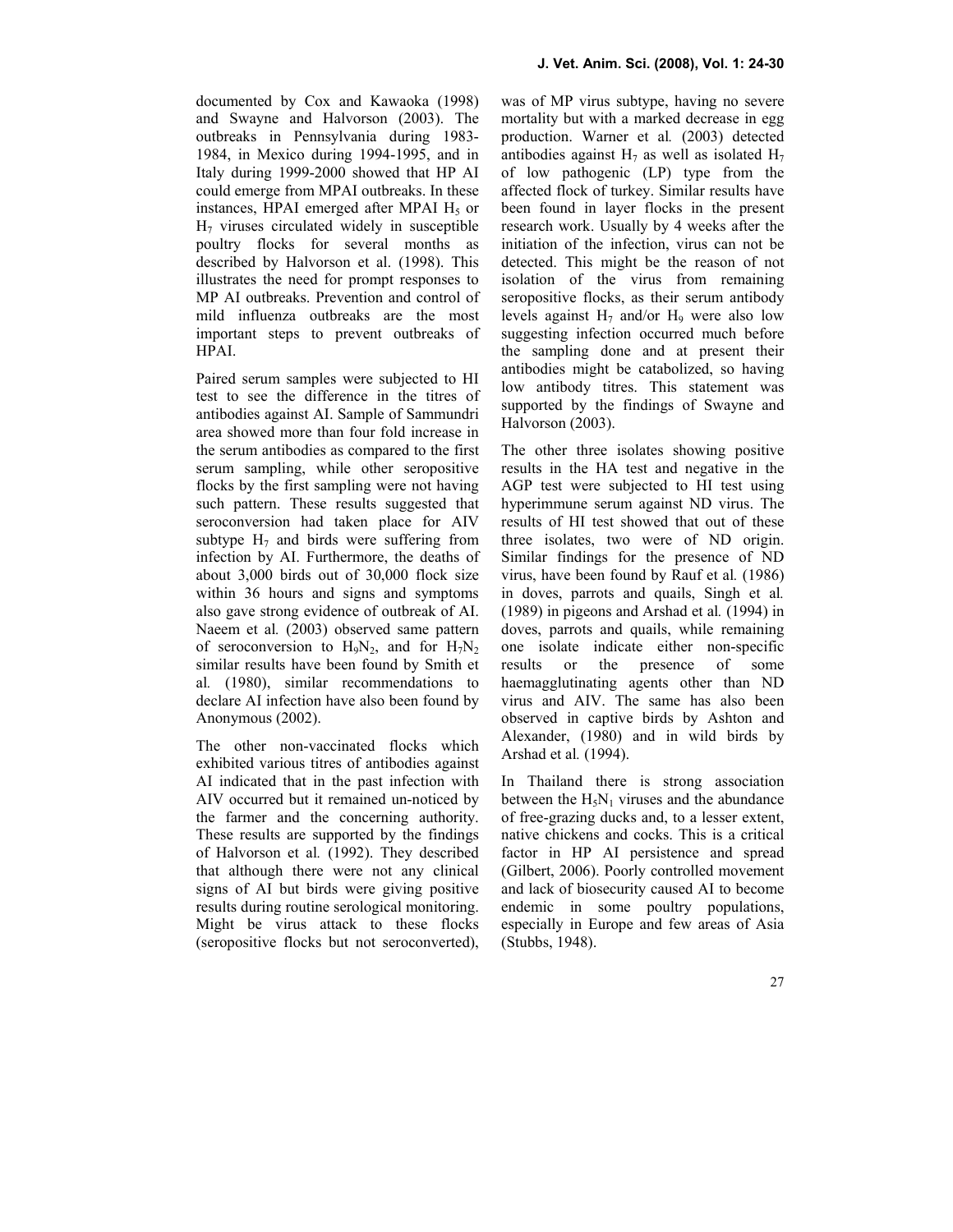documented by Cox and Kawaoka (1998) and Swayne and Halvorson (2003). The outbreaks in Pennsylvania during 1983-1984, in Mexico during 1994-1995, and in Italy during 1999-2000 showed that HP AI could emerge from MPAI outbreaks. In these instances, HPAI emerged after MPAI $H_5$ or $H_7$ viruses circulated widely in susceptible poultry flocks for several months as described by Halvorson et al. (1998). This illustrates the need for prompt responses to MP AI outbreaks. Prevention and control of mild influenza outbreaks are the most important steps to prevent outbreaks of HPAI.

Paired serum samples were subjected to HI test to see the difference in the titres of antibodies against AI. Sample of Sammundri area showed more than four fold increase in the serum antibodies as compared to the first serum sampling, while other seropositive flocks by the first sampling were not having such pattern. These results suggested that seroconversion had taken place for AIV subtype $H_7$ and birds were suffering from infection by AI. Furthermore, the deaths of about 3,000 birds out of 30,000 flock size within 36 hours and signs and symptoms also gave strong evidence of outbreak of AI. Naeem et al*.* (2003) observed same pattern of seroconversion to $H_9N_2$, and for $H_7N_2$ similar results have been found by Smith et al*.* (1980), similar recommendations to declare AI infection have also been found by Anonymous (2002).

The other non-vaccinated flocks which exhibited various titres of antibodies against AI indicated that in the past infection with AIV occurred but it remained un-noticed by the farmer and the concerning authority. These results are supported by the findings of Halvorson et al*.* (1992). They described that although there were not any clinical signs of AI but birds were giving positive results during routine serological monitoring. Might be virus attack to these flocks (seropositive flocks but not seroconverted), was of MP virus subtype, having no severe mortality but with a marked decrease in egg production. Warner et al*.* (2003) detected antibodies against $H_7$ as well as isolated $H_7$ of low pathogenic (LP) type from the affected flock of turkey. Similar results have been found in layer flocks in the present research work. Usually by 4 weeks after the initiation of the infection, virus can not be detected. This might be the reason of not isolation of the virus from remaining seropositive flocks, as their serum antibody levels against $H_7$ and/or $H_9$ were also low suggesting infection occurred much before the sampling done and at present their antibodies might be catabolized, so having low antibody titres. This statement was supported by the findings of Swayne and Halvorson (2003).

The other three isolates showing positive results in the HA test and negative in the AGP test were subjected to HI test using hyperimmune serum against ND virus. The results of HI test showed that out of these three isolates, two were of ND origin. Similar findings for the presence of ND virus, have been found by Rauf et al*.* (1986) in doves, parrots and quails, Singh et al*.* (1989) in pigeons and Arshad et al*.* (1994) in doves, parrots and quails, while remaining one isolate indicate either non-specific results or the presence of some haemagglutinating agents other than ND virus and AIV. The same has also been observed in captive birds by Ashton and Alexander, (1980) and in wild birds by Arshad et al*.* (1994).

In Thailand there is strong association between the $H_5N_1$ viruses and the abundance of free-grazing ducks and, to a lesser extent, native chickens and cocks. This is a critical factor in HP AI persistence and spread (Gilbert, 2006). Poorly controlled movement and lack of biosecurity caused AI to become endemic in some poultry populations, especially in Europe and few areas of Asia (Stubbs, 1948).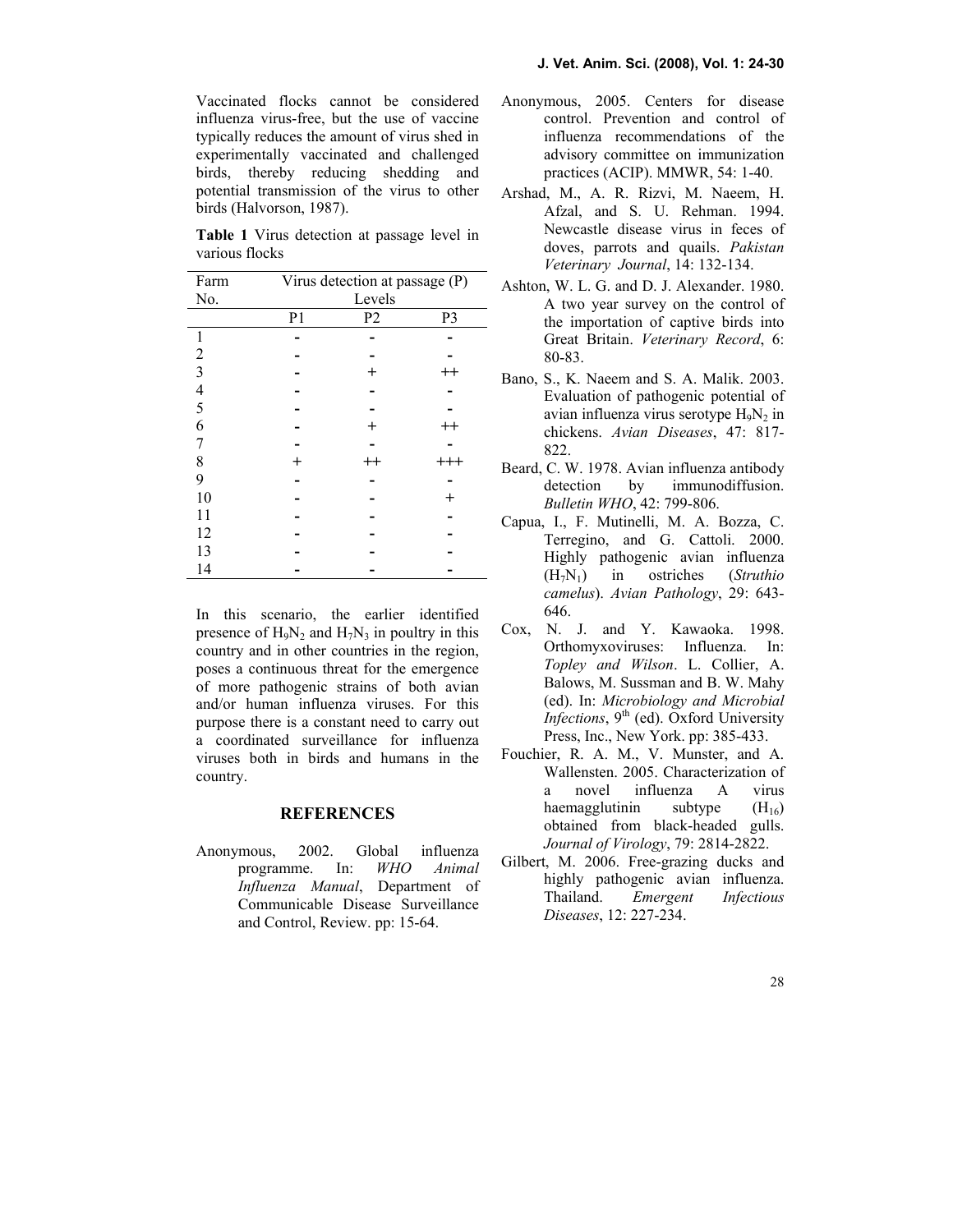Vaccinated flocks cannot be considered influenza virus-free, but the use of vaccine typically reduces the amount of virus shed in experimentally vaccinated and challenged birds, thereby reducing shedding and potential transmission of the virus to other birds (Halvorson, 1987).

**Table 1** Virus detection at passage level in various flocks

| Farm No. | Virus detection at passage (P) Levels | | |
|---|---|---|---|
| | P1 | P2 | P3 |
| 1 | - | - | - |
| 2 | - | - | - |
| 3 | - | + | ++ |
| 4 | - | - | - |
| 5 | - | - | - |
| 6 | - | + | ++ |
| 7 | - | - | - |
| 8 | + | ++ | +++ |
| 9 | - | - | - |
| 10 | - | - | + |
| 11 | - | - | - |
| 12 | - | - | - |
| 13 | - | - | - |
| 14 | - | - | - |

In this scenario, the earlier identified presence of $H_9N_2$ and $H_7N_3$ in poultry in this country and in other countries in the region, poses a continuous threat for the emergence of more pathogenic strains of both avian and/or human influenza viruses. For this purpose there is a constant need to carry out a coordinated surveillance for influenza viruses both in birds and humans in the country.

## REFERENCES

Anonymous, 2002. Global influenza programme. In: *WHO Animal Influenza Manual*, Department of Communicable Disease Surveillance and Control, Review. pp: 15-64.

Anonymous, 2005. Centers for disease control. Prevention and control of influenza recommendations of the advisory committee on immunization practices (ACIP). MMWR, 54: 1-40.

Arshad, M., A. R. Rizvi, M. Naeem, H. Afzal, and S. U. Rehman. 1994. Newcastle disease virus in feces of doves, parrots and quails. *Pakistan Veterinary Journal*, 14: 132-134.

Ashton, W. L. G. and D. J. Alexander. 1980. A two year survey on the control of the importation of captive birds into Great Britain. *Veterinary Record*, 6: 80-83.

Bano, S., K. Naeem and S. A. Malik. 2003. Evaluation of pathogenic potential of avian influenza virus serotype $H_9N_2$ in chickens. *Avian Diseases*, 47: 817-822.

Beard, C. W. 1978. Avian influenza antibody detection by immunodiffusion. *Bulletin WHO*, 42: 799-806.

Capua, I., F. Mutinelli, M. A. Bozza, C. Terregino, and G. Cattoli. 2000. Highly pathogenic avian influenza ($H_7N_1$) in ostriches (*Struthio camelus*). *Avian Pathology*, 29: 643-646.

Cox, N. J. and Y. Kawaoka. 1998. Orthomyxoviruses: Influenza. In: *Topley and Wilson*. L. Collier, A. Balows, M. Sussman and B. W. Mahy (ed). In: *Microbiology and Microbial Infections*, 9th (ed). Oxford University Press, Inc., New York. pp: 385-433.

Fouchier, R. A. M., V. Munster, and A. Wallensten. 2005. Characterization of a novel influenza A virus haemagglutinin subtype ($H_{16}$) obtained from black-headed gulls. *Journal of Virology*, 79: 2814-2822.

Gilbert, M. 2006. Free-grazing ducks and highly pathogenic avian influenza. Thailand. *Emergent Infectious Diseases*, 12: 227-234.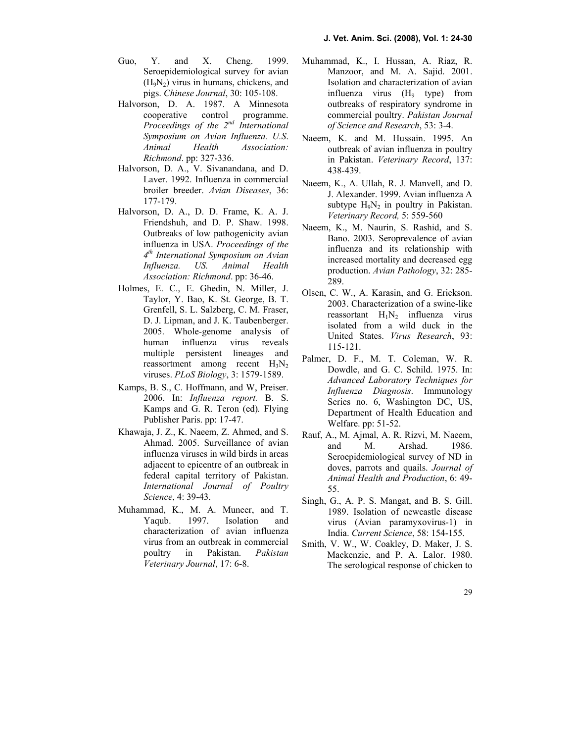Guo, Y. and X. Cheng. 1999. Seroepidemiological survey for avian ($H_9N_2$) virus in humans, chickens, and pigs. *Chinese Journal*, 30: 105-108.

Halvorson, D. A. 1987. A Minnesota cooperative control programme. *Proceedings of the 2nd International Symposium on Avian Influenza. U.S. Animal Health Association: Richmond*. pp: 327-336.

Halvorson, D. A., V. Sivanandana, and D. Laver. 1992. Influenza in commercial broiler breeder. *Avian Diseases*, 36: 177-179.

Halvorson, D. A., D. D. Frame, K. A. J. Friendshuh, and D. P. Shaw. 1998. Outbreaks of low pathogenicity avian influenza in USA. *Proceedings of the 4th International Symposium on Avian Influenza. US. Animal Health Association: Richmond*. pp: 36-46.

Holmes, E. C., E. Ghedin, N. Miller, J. Taylor, Y. Bao, K. St. George, B. T. Grenfell, S. L. Salzberg, C. M. Fraser, D. J. Lipman, and J. K. Taubenberger. 2005. Whole-genome analysis of human influenza virus reveals multiple persistent lineages and reassortment among recent $H_3N_2$ viruses. *PLoS Biology*, 3: 1579-1589.

Kamps, B. S., C. Hoffmann, and W, Preiser. 2006. In: *Influenza report.* B. S. Kamps and G. R. Teron (ed). Flying Publisher Paris. pp: 17-47.

Khawaja, J. Z., K. Naeem, Z. Ahmed, and S. Ahmad. 2005. Surveillance of avian influenza viruses in wild birds in areas adjacent to epicentre of an outbreak in federal capital territory of Pakistan. *International Journal of Poultry Science*, 4: 39-43.

Muhammad, K., M. A. Muneer, and T. Yaqub. 1997. Isolation and characterization of avian influenza virus from an outbreak in commercial poultry in Pakistan. *Pakistan Veterinary Journal*, 17: 6-8.

Muhammad, K., I. Hussan, A. Riaz, R. Manzoor, and M. A. Sajid. 2001. Isolation and characterization of avian influenza virus ($H_9$ type) from outbreaks of respiratory syndrome in commercial poultry. *Pakistan Journal of Science and Research*, 53: 3-4.

Naeem, K. and M. Hussain. 1995. An outbreak of avian influenza in poultry in Pakistan. *Veterinary Record*, 137: 438-439.

Naeem, K., A. Ullah, R. J. Manvell, and D. J. Alexander. 1999. Avian influenza A subtype $H_9N_2$ in poultry in Pakistan. *Veterinary Record,* 5: 559-560

Naeem, K., M. Naurin, S. Rashid, and S. Bano. 2003. Seroprevalence of avian influenza and its relationship with increased mortality and decreased egg production. *Avian Pathology*, 32: 285-289.

Olsen, C. W., A. Karasin, and G. Erickson. 2003. Characterization of a swine-like reassortant $H_1N_2$ influenza virus isolated from a wild duck in the United States. *Virus Research*, 93: 115-121.

Palmer, D. F., M. T. Coleman, W. R. Dowdle, and G. C. Schild. 1975. In: *Advanced Laboratory Techniques for Influenza Diagnosis*. Immunology Series no. 6, Washington DC, US, Department of Health Education and Welfare. pp: 51-52.

Rauf, A., M. Ajmal, A. R. Rizvi, M. Naeem, and M. Arshad. 1986. Seroepidemiological survey of ND in doves, parrots and quails. *Journal of Animal Health and Production*, 6: 49-55.

Singh, G., A. P. S. Mangat, and B. S. Gill. 1989. Isolation of newcastle disease virus (Avian paramyxovirus-1) in India. *Current Science*, 58: 154-155.

Smith, V. W., W. Coakley, D. Maker, J. S. Mackenzie, and P. A. Lalor. 1980. The serological response of chicken to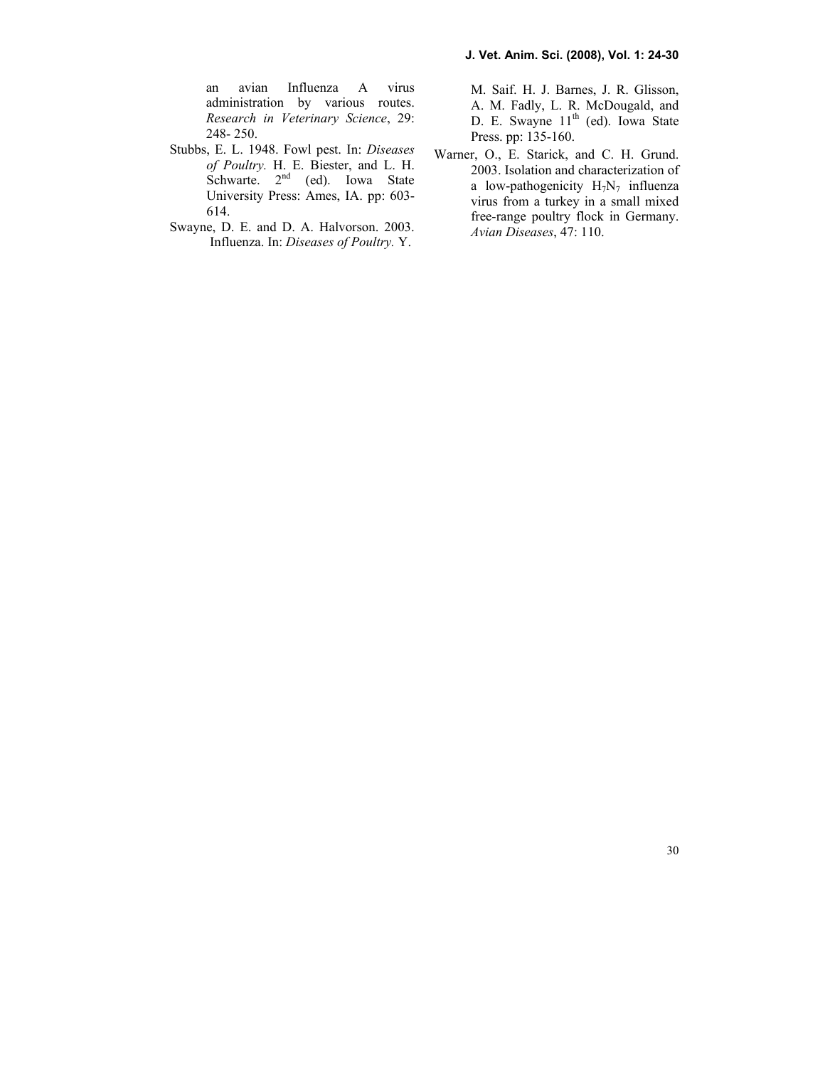an avian Influenza A virus administration by various routes. *Research in Veterinary Science*, 29: 248- 250.

Stubbs, E. L. 1948. Fowl pest. In: *Diseases of Poultry.* H. E. Biester, and L. H. Schwarte. 2nd (ed). Iowa State University Press: Ames, IA. pp: 603-614.

Swayne, D. E. and D. A. Halvorson. 2003. Influenza. In: *Diseases of Poultry.* Y. M. Saif. H. J. Barnes, J. R. Glisson, A. M. Fadly, L. R. McDougald, and D. E. Swayne 11th (ed). Iowa State Press. pp: 135-160.

Warner, O., E. Starick, and C. H. Grund. 2003. Isolation and characterization of a low-pathogenicity $H_7N_7$ influenza virus from a turkey in a small mixed free-range poultry flock in Germany. *Avian Diseases*, 47: 110.